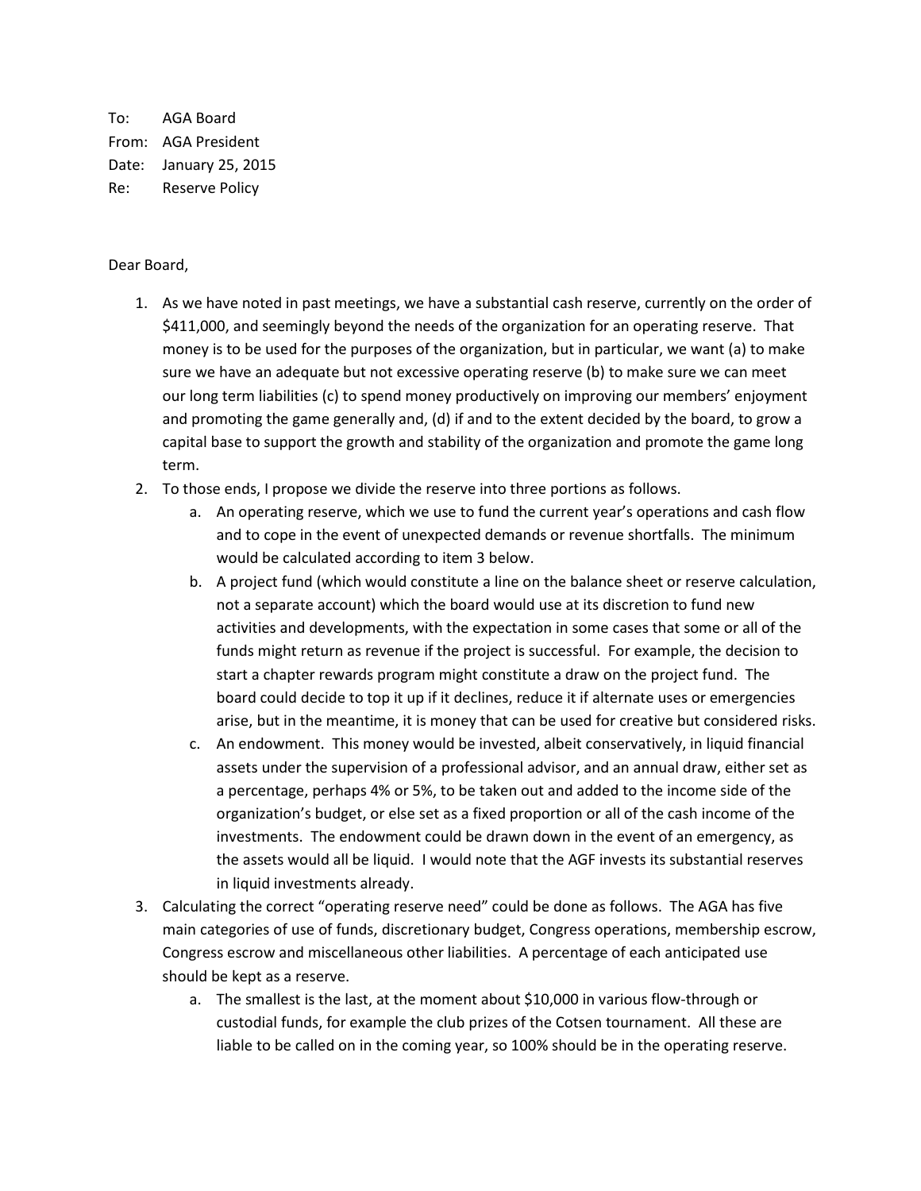To: AGA Board
From: AGA President
Date: January 25, 2015
Re: Reserve Policy

Dear Board,

1. As we have noted in past meetings, we have a substantial cash reserve, currently on the order of $411,000, and seemingly beyond the needs of the organization for an operating reserve. That money is to be used for the purposes of the organization, but in particular, we want (a) to make sure we have an adequate but not excessive operating reserve (b) to make sure we can meet our long term liabilities (c) to spend money productively on improving our members' enjoyment and promoting the game generally and, (d) if and to the extent decided by the board, to grow a capital base to support the growth and stability of the organization and promote the game long term.
2. To those ends, I propose we divide the reserve into three portions as follows.
    a. An operating reserve, which we use to fund the current year's operations and cash flow and to cope in the event of unexpected demands or revenue shortfalls. The minimum would be calculated according to item 3 below.
    b. A project fund (which would constitute a line on the balance sheet or reserve calculation, not a separate account) which the board would use at its discretion to fund new activities and developments, with the expectation in some cases that some or all of the funds might return as revenue if the project is successful. For example, the decision to start a chapter rewards program might constitute a draw on the project fund. The board could decide to top it up if it declines, reduce it if alternate uses or emergencies arise, but in the meantime, it is money that can be used for creative but considered risks.
    c. An endowment. This money would be invested, albeit conservatively, in liquid financial assets under the supervision of a professional advisor, and an annual draw, either set as a percentage, perhaps 4% or 5%, to be taken out and added to the income side of the organization's budget, or else set as a fixed proportion or all of the cash income of the investments. The endowment could be drawn down in the event of an emergency, as the assets would all be liquid. I would note that the AGF invests its substantial reserves in liquid investments already.
3. Calculating the correct "operating reserve need" could be done as follows. The AGA has five main categories of use of funds, discretionary budget, Congress operations, membership escrow, Congress escrow and miscellaneous other liabilities. A percentage of each anticipated use should be kept as a reserve.
    a. The smallest is the last, at the moment about $10,000 in various flow-through or custodial funds, for example the club prizes of the Cotsen tournament. All these are liable to be called on in the coming year, so 100% should be in the operating reserve.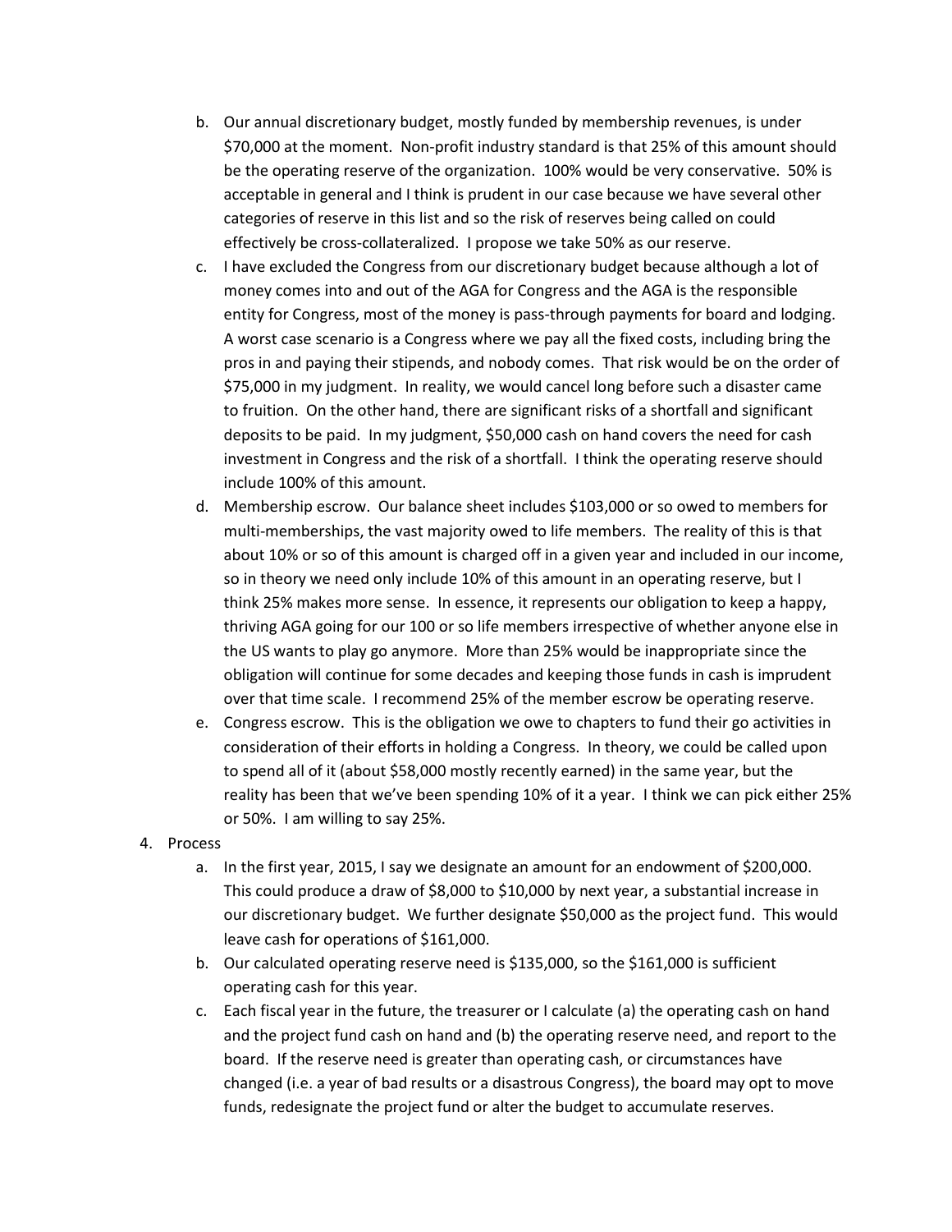b. Our annual discretionary budget, mostly funded by membership revenues, is under $70,000 at the moment. Non-profit industry standard is that 25% of this amount should be the operating reserve of the organization. 100% would be very conservative. 50% is acceptable in general and I think is prudent in our case because we have several other categories of reserve in this list and so the risk of reserves being called on could effectively be cross-collateralized. I propose we take 50% as our reserve.
   c. I have excluded the Congress from our discretionary budget because although a lot of money comes into and out of the AGA for Congress and the AGA is the responsible entity for Congress, most of the money is pass-through payments for board and lodging. A worst case scenario is a Congress where we pay all the fixed costs, including bring the pros in and paying their stipends, and nobody comes. That risk would be on the order of $75,000 in my judgment. In reality, we would cancel long before such a disaster came to fruition. On the other hand, there are significant risks of a shortfall and significant deposits to be paid. In my judgment, $50,000 cash on hand covers the need for cash investment in Congress and the risk of a shortfall. I think the operating reserve should include 100% of this amount.
   d. Membership escrow. Our balance sheet includes $103,000 or so owed to members for multi-memberships, the vast majority owed to life members. The reality of this is that about 10% or so of this amount is charged off in a given year and included in our income, so in theory we need only include 10% of this amount in an operating reserve, but I think 25% makes more sense. In essence, it represents our obligation to keep a happy, thriving AGA going for our 100 or so life members irrespective of whether anyone else in the US wants to play go anymore. More than 25% would be inappropriate since the obligation will continue for some decades and keeping those funds in cash is imprudent over that time scale. I recommend 25% of the member escrow be operating reserve.
   e. Congress escrow. This is the obligation we owe to chapters to fund their go activities in consideration of their efforts in holding a Congress. In theory, we could be called upon to spend all of it (about $58,000 mostly recently earned) in the same year, but the reality has been that we've been spending 10% of it a year. I think we can pick either 25% or 50%. I am willing to say 25%.

4. Process
   a. In the first year, 2015, I say we designate an amount for an endowment of $200,000. This could produce a draw of $8,000 to $10,000 by next year, a substantial increase in our discretionary budget. We further designate $50,000 as the project fund. This would leave cash for operations of $161,000.
   b. Our calculated operating reserve need is $135,000, so the $161,000 is sufficient operating cash for this year.
   c. Each fiscal year in the future, the treasurer or I calculate (a) the operating cash on hand and the project fund cash on hand and (b) the operating reserve need, and report to the board. If the reserve need is greater than operating cash, or circumstances have changed (i.e. a year of bad results or a disastrous Congress), the board may opt to move funds, redesignate the project fund or alter the budget to accumulate reserves.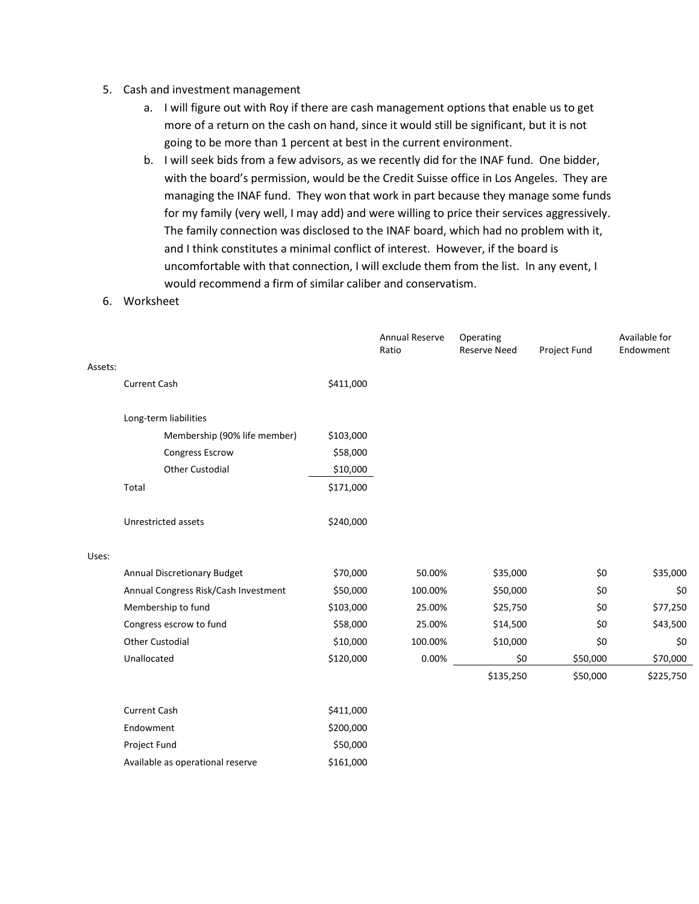5. Cash and investment management
    a. I will figure out with Roy if there are cash management options that enable us to get more of a return on the cash on hand, since it would still be significant, but it is not going to be more than 1 percent at best in the current environment.
    b. I will seek bids from a few advisors, as we recently did for the INAF fund. One bidder, with the board's permission, would be the Credit Suisse office in Los Angeles. They are managing the INAF fund. They won that work in part because they manage some funds for my family (very well, I may add) and were willing to price their services aggressively. The family connection was disclosed to the INAF board, which had no problem with it, and I think constitutes a minimal conflict of interest. However, if the board is uncomfortable with that connection, I will exclude them from the list. In any event, I would recommend a firm of similar caliber and conservatism.
6. Worksheet

| | | | Annual Reserve Ratio | Operating Reserve Need | Project Fund | Available for Endowment |
|---|---|---|---|---|---|---|
| Assets: | | | | | | |
| | Current Cash | $411,000 | | | | |
| | Long-term liabilities | | | | | |
| | Membership (90% life member) | $103,000 | | | | |
| | Congress Escrow | $58,000 | | | | |
| | Other Custodial | $10,000 | | | | |
| | Total | $171,000 | | | | |
| | Unrestricted assets | $240,000 | | | | |
| Uses: | | | | | | |
| | Annual Discretionary Budget | $70,000 | 50.00% | $35,000 | $0 | $35,000 |
| | Annual Congress Risk/Cash Investment | $50,000 | 100.00% | $50,000 | $0 | $0 |
| | Membership to fund | $103,000 | 25.00% | $25,750 | $0 | $77,250 |
| | Congress escrow to fund | $58,000 | 25.00% | $14,500 | $0 | $43,500 |
| | Other Custodial | $10,000 | 100.00% | $10,000 | $0 | $0 |
| | Unallocated | $120,000 | 0.00% | $0 | $50,000 | $70,000 |
| | | | | $135,250 | $50,000 | $225,750 |
| | Current Cash | $411,000 | | | | |
| | Endowment | $200,000 | | | | |
| | Project Fund | $50,000 | | | | |
| | Available as operational reserve | $161,000 | | | | |